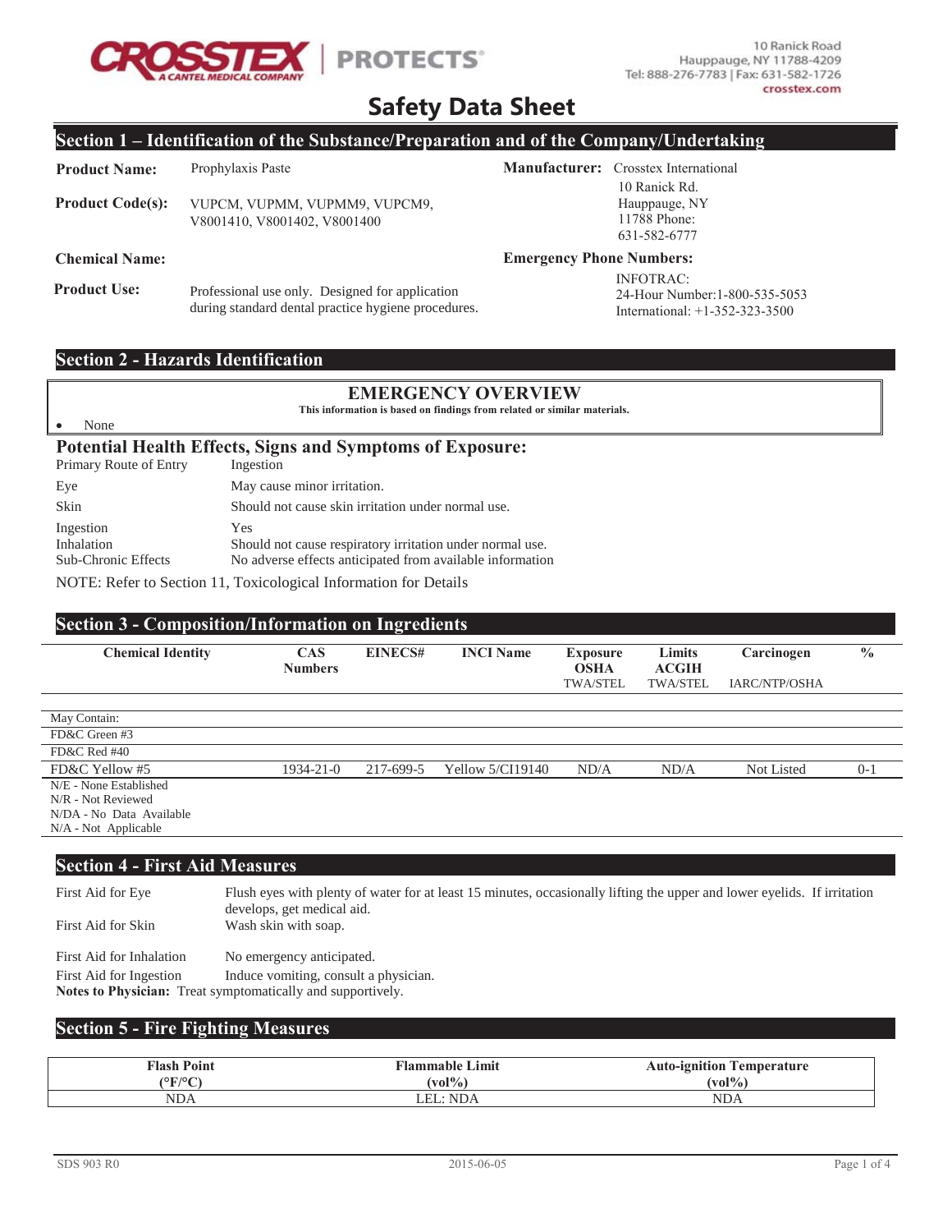CROSSTEX | PROTECTS®
A CANTEL MEDICAL COMPANY

10 Ranick Road
Hauppauge, NY 11788-4209
Tel: 888-276-7783 | Fax: 631-582-1726
crosstex.com

# Safety Data Sheet

## Section 1 – Identification of the Substance/Preparation and of the Company/Undertaking

**Product Name:** Prophylaxis Paste

**Product Code(s):** VUPCM, VUPMM, VUPMM9, VUPCM9, V8001410, V8001402, V8001400

**Chemical Name:**

**Product Use:** Professional use only. Designed for application during standard dental practice hygiene procedures.

**Manufacturer:** Crosstex International
10 Ranick Rd.
Hauppauge, NY
11788 Phone:
631-582-6777

**Emergency Phone Numbers:**
INFOTRAC:
24-Hour Number:1-800-535-5053
International: +1-352-323-3500

## Section 2 - Hazards Identification

### EMERGENCY OVERVIEW

**This information is based on findings from related or similar materials.**

- None

### Potential Health Effects, Signs and Symptoms of Exposure:

| | |
|---|---|
| Primary Route of Entry | Ingestion |
| Eye | May cause minor irritation. |
| Skin | Should not cause skin irritation under normal use. |
| Ingestion | Yes |
| Inhalation | Should not cause respiratory irritation under normal use. |
| Sub-Chronic Effects | No adverse effects anticipated from available information |

NOTE: Refer to Section 11, Toxicological Information for Details

## Section 3 - Composition/Information on Ingredients

| Chemical Identity | CAS Numbers | EINECS# | INCI Name | Exposure OSHA TWA/STEL | Limits ACGIH TWA/STEL | Carcinogen IARC/NTP/OSHA | % |
|---|---|---|---|---|---|---|---|
| May Contain: | | | | | | | |
| FD&C Green #3 | | | | | | | |
| FD&C Red #40 | | | | | | | |
| FD&C Yellow #5 | 1934-21-0 | 217-699-5 | Yellow 5/CI19140 | ND/A | ND/A | Not Listed | 0-1 |

N/E - None Established
N/R - Not Reviewed
N/DA - No Data Available
N/A - Not Applicable

## Section 4 - First Aid Measures

| | |
|---|---|
| First Aid for Eye | Flush eyes with plenty of water for at least 15 minutes, occasionally lifting the upper and lower eyelids. If irritation develops, get medical aid. |
| First Aid for Skin | Wash skin with soap. |
| First Aid for Inhalation | No emergency anticipated. |
| First Aid for Ingestion | Induce vomiting, consult a physician. |

**Notes to Physician:** Treat symptomatically and supportively.

## Section 5 - Fire Fighting Measures

| Flash Point (°F/°C) | Flammable Limit (vol%) | Auto-ignition Temperature (vol%) |
|---|---|---|
| NDA | LEL: NDA | NDA |

SDS 903 R0 2015-06-05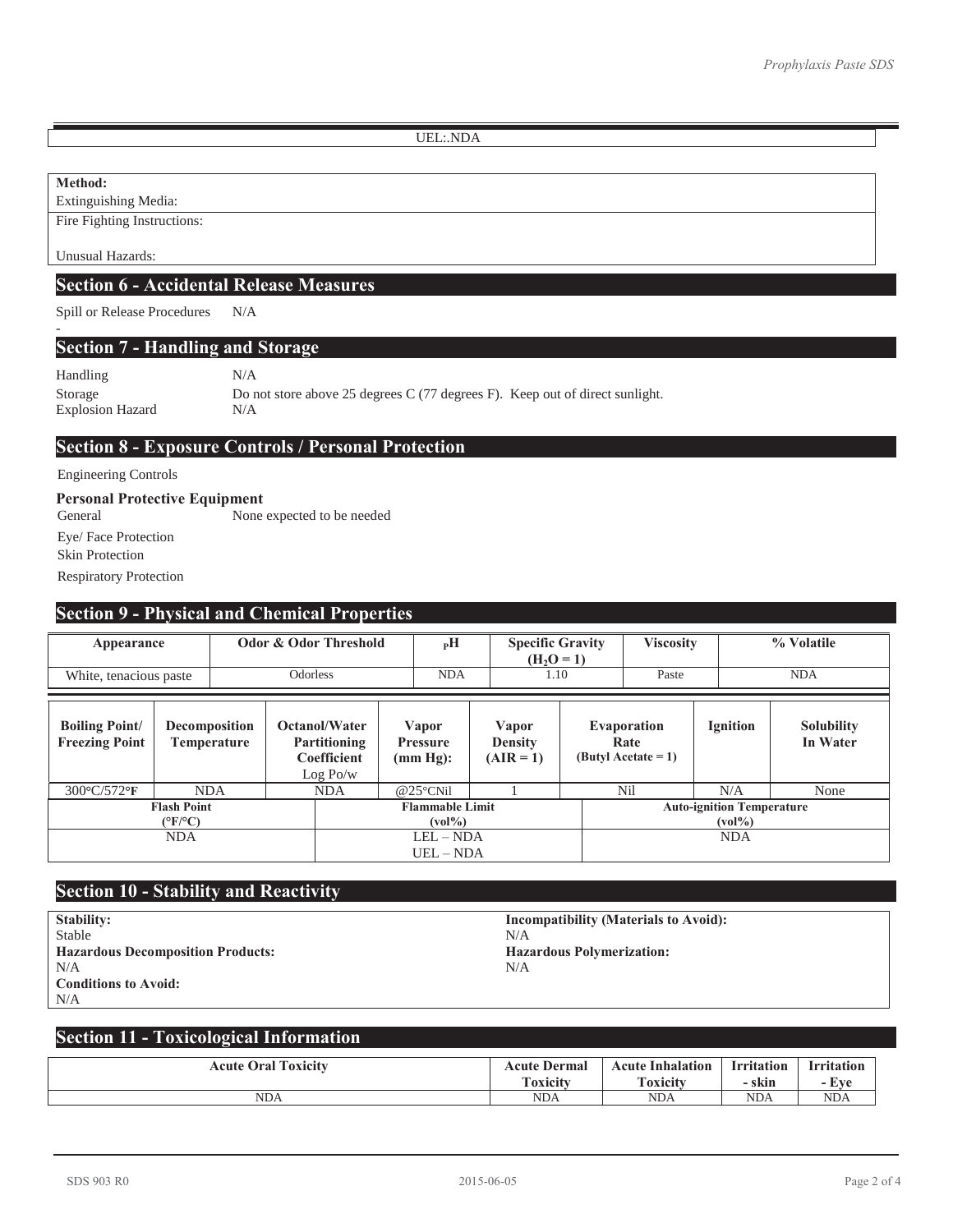UEL:.NDA

**Method:**

Extinguishing Media:

Fire Fighting Instructions:

Unusual Hazards:

## Section 6 - Accidental Release Measures

Spill or Release Procedures N/A

-

## Section 7 - Handling and Storage

| | |
|---|---|
| Handling | N/A |
| Storage | Do not store above 25 degrees C (77 degrees F). Keep out of direct sunlight. |
| Explosion Hazard | N/A |

## Section 8 - Exposure Controls / Personal Protection

Engineering Controls

**Personal Protective Equipment**

General None expected to be needed

Eye/ Face Protection

Skin Protection

Respiratory Protection

## Section 9 - Physical and Chemical Properties

| Appearance | Odor & Odor Threshold | $_pH$ | Specific Gravity ($H_2O = 1$) | Viscosity | % Volatile |
|---|---|---|---|---|---|
| White, tenacious paste | Odorless | NDA | 1.10 | Paste | NDA |

| Boiling Point/ Freezing Point | Decomposition Temperature | Octanol/Water Partitioning Coefficient Log Po/w | Vapor Pressure (mm Hg): | Vapor Density (AIR = 1) | Evaporation Rate (Butyl Acetate = 1) | Ignition | Solubility In Water |
|---|---|---|---|---|---|---|---|
| 300°C/572°F | NDA | NDA | @25°CNil | 1 | Nil | N/A | None |

| Flash Point (°F/°C) | Flammable Limit (vol%) | Auto-ignition Temperature (vol%) |
|---|---|---|
| NDA | LEL – NDA<br>UEL – NDA | NDA |

## Section 10 - Stability and Reactivity

**Stability:**
Stable

**Hazardous Decomposition Products:**
N/A

**Conditions to Avoid:**
N/A

**Incompatibility (Materials to Avoid):**
N/A

**Hazardous Polymerization:**
N/A

## Section 11 - Toxicological Information

| Acute Oral Toxicity | Acute Dermal Toxicity | Acute Inhalation Toxicity | Irritation - skin | Irritation - Eye |
|---|---|---|---|---|
| NDA | NDA | NDA | NDA | NDA |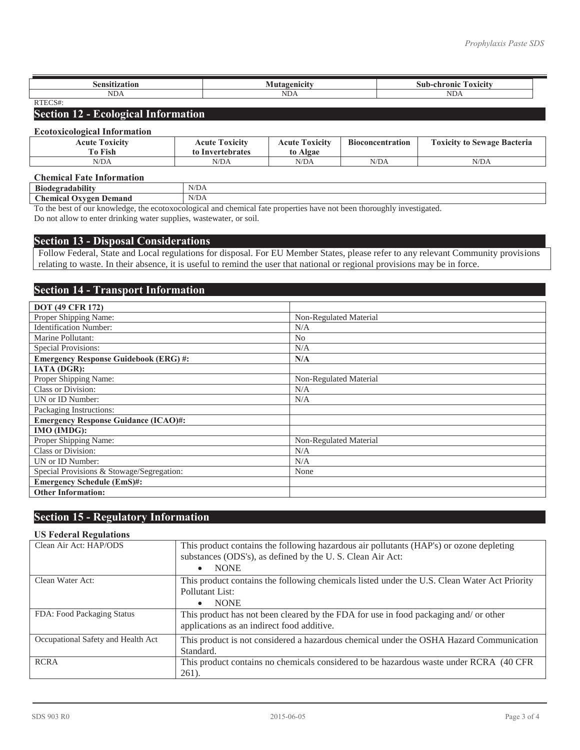| Sensitization | Mutagenicity | Sub-chronic Toxicity |
|---|---|---|
| NDA | NDA | NDA |

RTECS#:

## Section 12 - Ecological Information

**Ecotoxicological Information**

| Acute Toxicity To Fish | Acute Toxicity to Invertebrates | Acute Toxicity to Algae | Bioconcentration | Toxicity to Sewage Bacteria |
|---|---|---|---|---|
| N/DA | N/DA | N/DA | N/DA | N/DA |

**Chemical Fate Information**

| | |
|---|---|
| **Biodegradability** | N/DA |
| **Chemical Oxygen Demand** | N/DA |

To the best of our knowledge, the ecotoxocological and chemical fate properties have not been thoroughly investigated.
Do not allow to enter drinking water supplies, wastewater, or soil.

## Section 13 - Disposal Considerations

Follow Federal, State and Local regulations for disposal. For EU Member States, please refer to any relevant Community provisions relating to waste. In their absence, it is useful to remind the user that national or regional provisions may be in force.

## Section 14 - Transport Information

| | |
|---|---|
| **DOT (49 CFR 172)** | |
| Proper Shipping Name: | Non-Regulated Material |
| Identification Number: | N/A |
| Marine Pollutant: | No |
| Special Provisions: | N/A |
| **Emergency Response Guidebook (ERG) #:** | **N/A** |
| **IATA (DGR):** | |
| Proper Shipping Name: | Non-Regulated Material |
| Class or Division: | N/A |
| UN or ID Number: | N/A |
| Packaging Instructions: | |
| **Emergency Response Guidance (ICAO)#:** | |
| **IMO (IMDG):** | |
| Proper Shipping Name: | Non-Regulated Material |
| Class or Division: | N/A |
| UN or ID Number: | N/A |
| Special Provisions & Stowage/Segregation: | None |
| **Emergency Schedule (EmS)#:** | |
| **Other Information:** | |

## Section 15 - Regulatory Information

**US Federal Regulations**

| | |
|---|---|
| Clean Air Act: HAP/ODS | This product contains the following hazardous air pollutants (HAP's) or ozone depleting substances (ODS's), as defined by the U. S. Clean Air Act: • NONE |
| Clean Water Act: | This product contains the following chemicals listed under the U.S. Clean Water Act Priority Pollutant List: • NONE |
| FDA: Food Packaging Status | This product has not been cleared by the FDA for use in food packaging and/ or other applications as an indirect food additive. |
| Occupational Safety and Health Act | This product is not considered a hazardous chemical under the OSHA Hazard Communication Standard. |
| RCRA | This product contains no chemicals considered to be hazardous waste under RCRA (40 CFR 261). |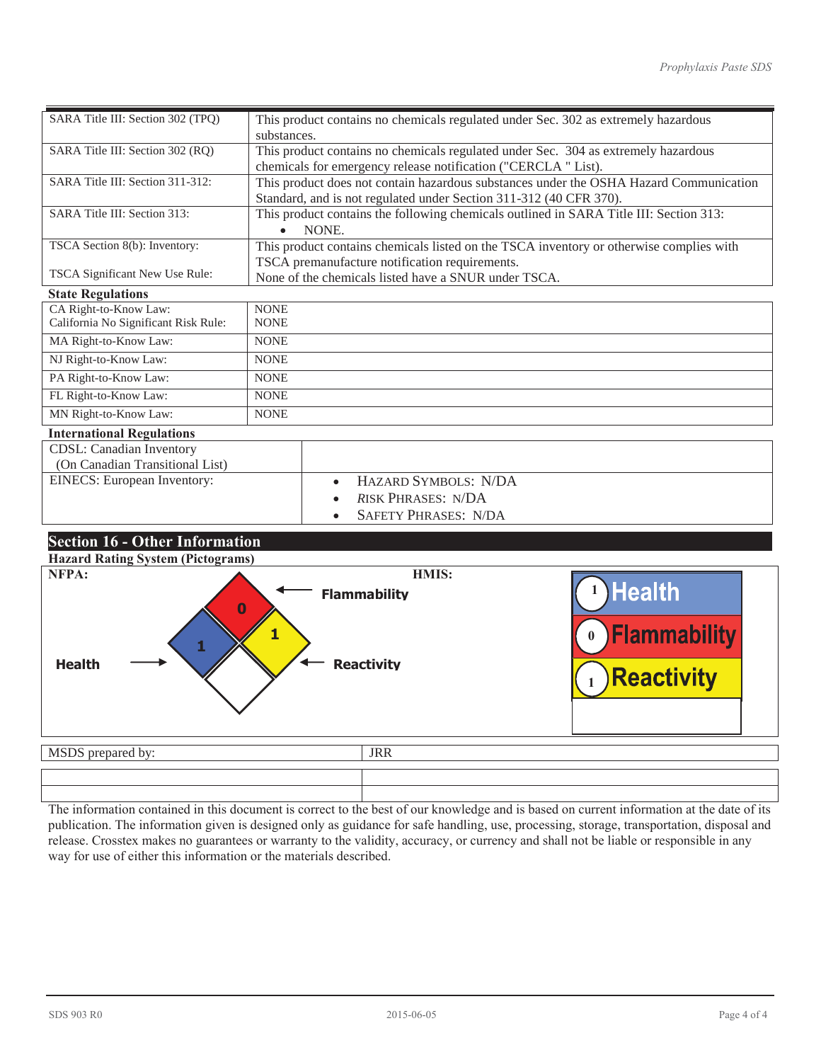| | |
|---|---|
| SARA Title III: Section 302 (TPQ) | This product contains no chemicals regulated under Sec. 302 as extremely hazardous substances. |
| SARA Title III: Section 302 (RQ) | This product contains no chemicals regulated under Sec. 304 as extremely hazardous chemicals for emergency release notification ("CERCLA " List). |
| SARA Title III: Section 311-312: | This product does not contain hazardous substances under the OSHA Hazard Communication Standard, and is not regulated under Section 311-312 (40 CFR 370). |
| SARA Title III: Section 313: | This product contains the following chemicals outlined in SARA Title III: Section 313: • NONE. |
| TSCA Section 8(b): Inventory: | This product contains chemicals listed on the TSCA inventory or otherwise complies with TSCA premanufacture notification requirements. |
| TSCA Significant New Use Rule: | None of the chemicals listed have a SNUR under TSCA. |

**State Regulations**

| | |
|---|---|
| CA Right-to-Know Law: | NONE |
| California No Significant Risk Rule: | NONE |
| MA Right-to-Know Law: | NONE |
| NJ Right-to-Know Law: | NONE |
| PA Right-to-Know Law: | NONE |
| FL Right-to-Know Law: | NONE |
| MN Right-to-Know Law: | NONE |

**International Regulations**

| | |
|---|---|
| CDSL: Canadian Inventory (On Canadian Transitional List) | |
| EINECS: European Inventory: | • HAZARD SYMBOLS: N/DA<br>• RISK PHRASES: N/DA<br>• SAFETY PHRASES: N/DA |

## Section 16 - Other Information

**Hazard Rating System (Pictograms)**

**NFPA:**

Flammability: 0
Health: 1
Reactivity: 1

**HMIS:**

Health: 1
Flammability: 0
Reactivity: 1

| | |
|---|---|
| MSDS prepared by: | JRR |
| | |
| | |

The information contained in this document is correct to the best of our knowledge and is based on current information at the date of its publication. The information given is designed only as guidance for safe handling, use, processing, storage, transportation, disposal and release. Crosstex makes no guarantees or warranty to the validity, accuracy, or currency and shall not be liable or responsible in any way for use of either this information or the materials described.

SDS 903 R0 2015-06-05